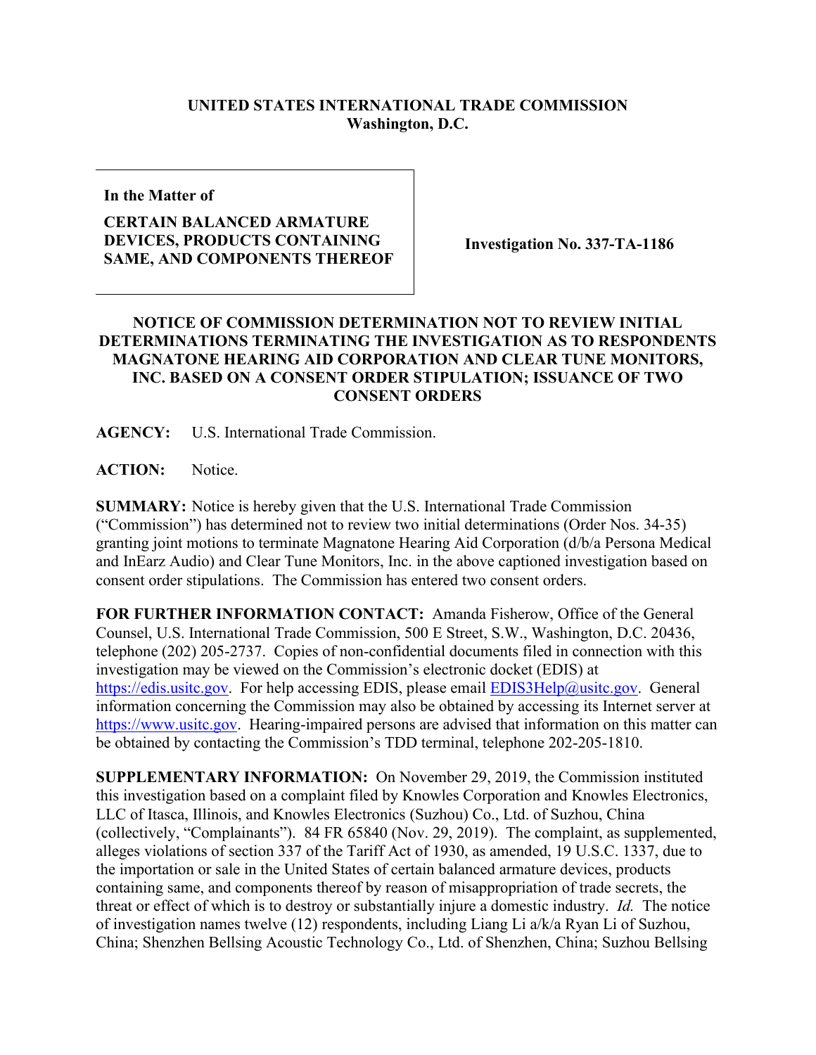**UNITED STATES INTERNATIONAL TRADE COMMISSION**
**Washington, D.C.**

| In the Matter of<br><br>**CERTAIN BALANCED ARMATURE DEVICES, PRODUCTS CONTAINING SAME, AND COMPONENTS THEREOF** | **Investigation No. 337-TA-1186** |
|---|---|

**NOTICE OF COMMISSION DETERMINATION NOT TO REVIEW INITIAL DETERMINATIONS TERMINATING THE INVESTIGATION AS TO RESPONDENTS MAGNATONE HEARING AID CORPORATION AND CLEAR TUNE MONITORS, INC. BASED ON A CONSENT ORDER STIPULATION; ISSUANCE OF TWO CONSENT ORDERS**

**AGENCY:** U.S. International Trade Commission.

**ACTION:** Notice.

**SUMMARY:** Notice is hereby given that the U.S. International Trade Commission ("Commission") has determined not to review two initial determinations (Order Nos. 34-35) granting joint motions to terminate Magnatone Hearing Aid Corporation (d/b/a Persona Medical and InEarz Audio) and Clear Tune Monitors, Inc. in the above captioned investigation based on consent order stipulations. The Commission has entered two consent orders.

**FOR FURTHER INFORMATION CONTACT:** Amanda Fisherow, Office of the General Counsel, U.S. International Trade Commission, 500 E Street, S.W., Washington, D.C. 20436, telephone (202) 205-2737. Copies of non-confidential documents filed in connection with this investigation may be viewed on the Commission's electronic docket (EDIS) at https://edis.usitc.gov. For help accessing EDIS, please email EDIS3Help@usitc.gov. General information concerning the Commission may also be obtained by accessing its Internet server at https://www.usitc.gov. Hearing-impaired persons are advised that information on this matter can be obtained by contacting the Commission's TDD terminal, telephone 202-205-1810.

**SUPPLEMENTARY INFORMATION:** On November 29, 2019, the Commission instituted this investigation based on a complaint filed by Knowles Corporation and Knowles Electronics, LLC of Itasca, Illinois, and Knowles Electronics (Suzhou) Co., Ltd. of Suzhou, China (collectively, "Complainants"). 84 FR 65840 (Nov. 29, 2019). The complaint, as supplemented, alleges violations of section 337 of the Tariff Act of 1930, as amended, 19 U.S.C. 1337, due to the importation or sale in the United States of certain balanced armature devices, products containing same, and components thereof by reason of misappropriation of trade secrets, the threat or effect of which is to destroy or substantially injure a domestic industry. *Id.* The notice of investigation names twelve (12) respondents, including Liang Li a/k/a Ryan Li of Suzhou, China; Shenzhen Bellsing Acoustic Technology Co., Ltd. of Shenzhen, China; Suzhou Bellsing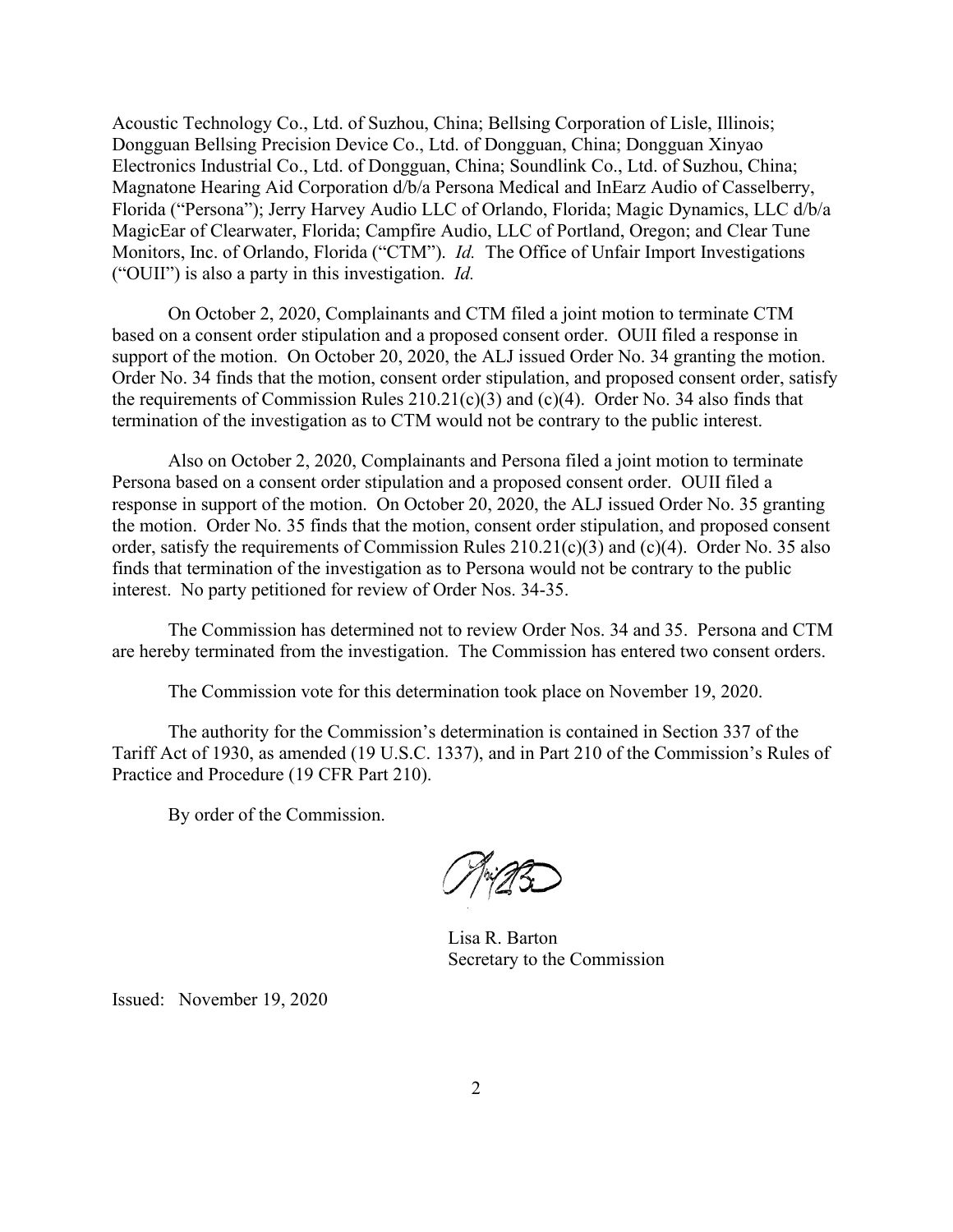Acoustic Technology Co., Ltd. of Suzhou, China; Bellsing Corporation of Lisle, Illinois; Dongguan Bellsing Precision Device Co., Ltd. of Dongguan, China; Dongguan Xinyao Electronics Industrial Co., Ltd. of Dongguan, China; Soundlink Co., Ltd. of Suzhou, China; Magnatone Hearing Aid Corporation d/b/a Persona Medical and InEarz Audio of Casselberry, Florida ("Persona"); Jerry Harvey Audio LLC of Orlando, Florida; Magic Dynamics, LLC d/b/a MagicEar of Clearwater, Florida; Campfire Audio, LLC of Portland, Oregon; and Clear Tune Monitors, Inc. of Orlando, Florida ("CTM"). *Id.* The Office of Unfair Import Investigations ("OUII") is also a party in this investigation. *Id.*

On October 2, 2020, Complainants and CTM filed a joint motion to terminate CTM based on a consent order stipulation and a proposed consent order. OUII filed a response in support of the motion. On October 20, 2020, the ALJ issued Order No. 34 granting the motion. Order No. 34 finds that the motion, consent order stipulation, and proposed consent order, satisfy the requirements of Commission Rules 210.21(c)(3) and (c)(4). Order No. 34 also finds that termination of the investigation as to CTM would not be contrary to the public interest.

Also on October 2, 2020, Complainants and Persona filed a joint motion to terminate Persona based on a consent order stipulation and a proposed consent order. OUII filed a response in support of the motion. On October 20, 2020, the ALJ issued Order No. 35 granting the motion. Order No. 35 finds that the motion, consent order stipulation, and proposed consent order, satisfy the requirements of Commission Rules 210.21(c)(3) and (c)(4). Order No. 35 also finds that termination of the investigation as to Persona would not be contrary to the public interest. No party petitioned for review of Order Nos. 34-35.

The Commission has determined not to review Order Nos. 34 and 35. Persona and CTM are hereby terminated from the investigation. The Commission has entered two consent orders.

The Commission vote for this determination took place on November 19, 2020.

The authority for the Commission's determination is contained in Section 337 of the Tariff Act of 1930, as amended (19 U.S.C. 1337), and in Part 210 of the Commission's Rules of Practice and Procedure (19 CFR Part 210).

By order of the Commission.

Lisa R. Barton
Secretary to the Commission

Issued: November 19, 2020